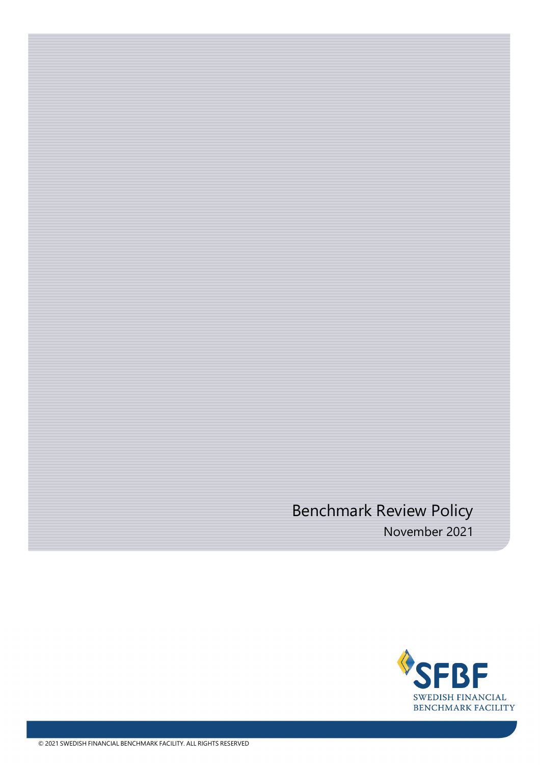# Benchmark Review Policy

November 2021

SFBF
SWEDISH FINANCIAL
BENCHMARK FACILITY

© 2021 SWEDISH FINANCIAL BENCHMARK FACILITY. ALL RIGHTS RESERVED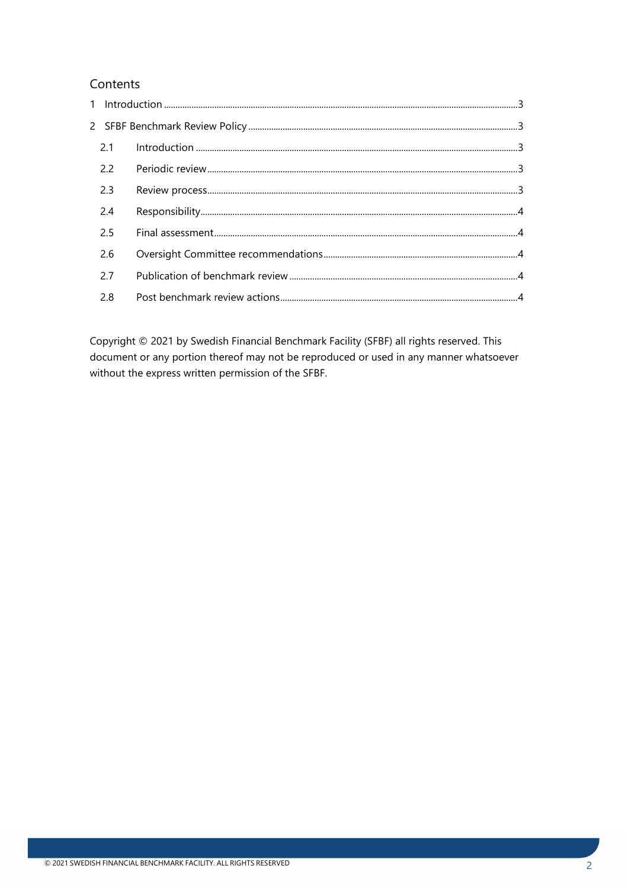## Contents

1 Introduction ....3

2 SFBF Benchmark Review Policy ....3

- 2.1 Introduction ....3
- 2.2 Periodic review ....3
- 2.3 Review process ....3
- 2.4 Responsibility ....4
- 2.5 Final assessment ....4
- 2.6 Oversight Committee recommendations ....4
- 2.7 Publication of benchmark review ....4
- 2.8 Post benchmark review actions ....4

Copyright © 2021 by Swedish Financial Benchmark Facility (SFBF) all rights reserved. This document or any portion thereof may not be reproduced or used in any manner whatsoever without the express written permission of the SFBF.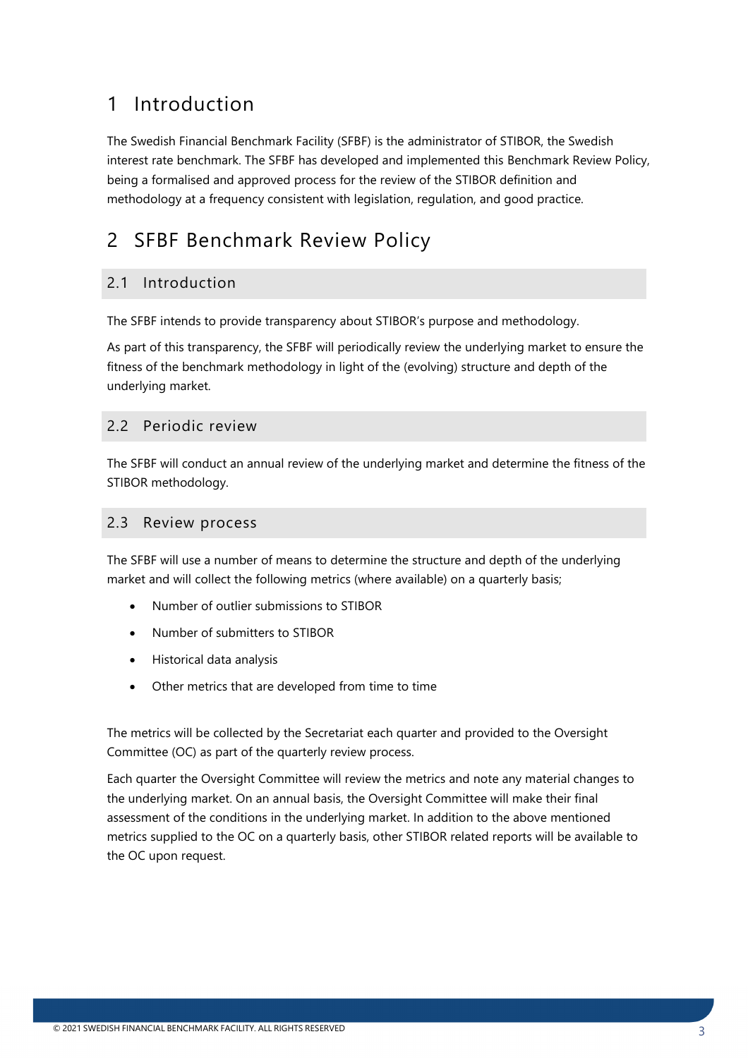# 1 Introduction

The Swedish Financial Benchmark Facility (SFBF) is the administrator of STIBOR, the Swedish interest rate benchmark. The SFBF has developed and implemented this Benchmark Review Policy, being a formalised and approved process for the review of the STIBOR definition and methodology at a frequency consistent with legislation, regulation, and good practice.

# 2 SFBF Benchmark Review Policy

## 2.1 Introduction

The SFBF intends to provide transparency about STIBOR's purpose and methodology.

As part of this transparency, the SFBF will periodically review the underlying market to ensure the fitness of the benchmark methodology in light of the (evolving) structure and depth of the underlying market.

## 2.2 Periodic review

The SFBF will conduct an annual review of the underlying market and determine the fitness of the STIBOR methodology.

## 2.3 Review process

The SFBF will use a number of means to determine the structure and depth of the underlying market and will collect the following metrics (where available) on a quarterly basis;

- Number of outlier submissions to STIBOR
- Number of submitters to STIBOR
- Historical data analysis
- Other metrics that are developed from time to time

The metrics will be collected by the Secretariat each quarter and provided to the Oversight Committee (OC) as part of the quarterly review process.

Each quarter the Oversight Committee will review the metrics and note any material changes to the underlying market. On an annual basis, the Oversight Committee will make their final assessment of the conditions in the underlying market. In addition to the above mentioned metrics supplied to the OC on a quarterly basis, other STIBOR related reports will be available to the OC upon request.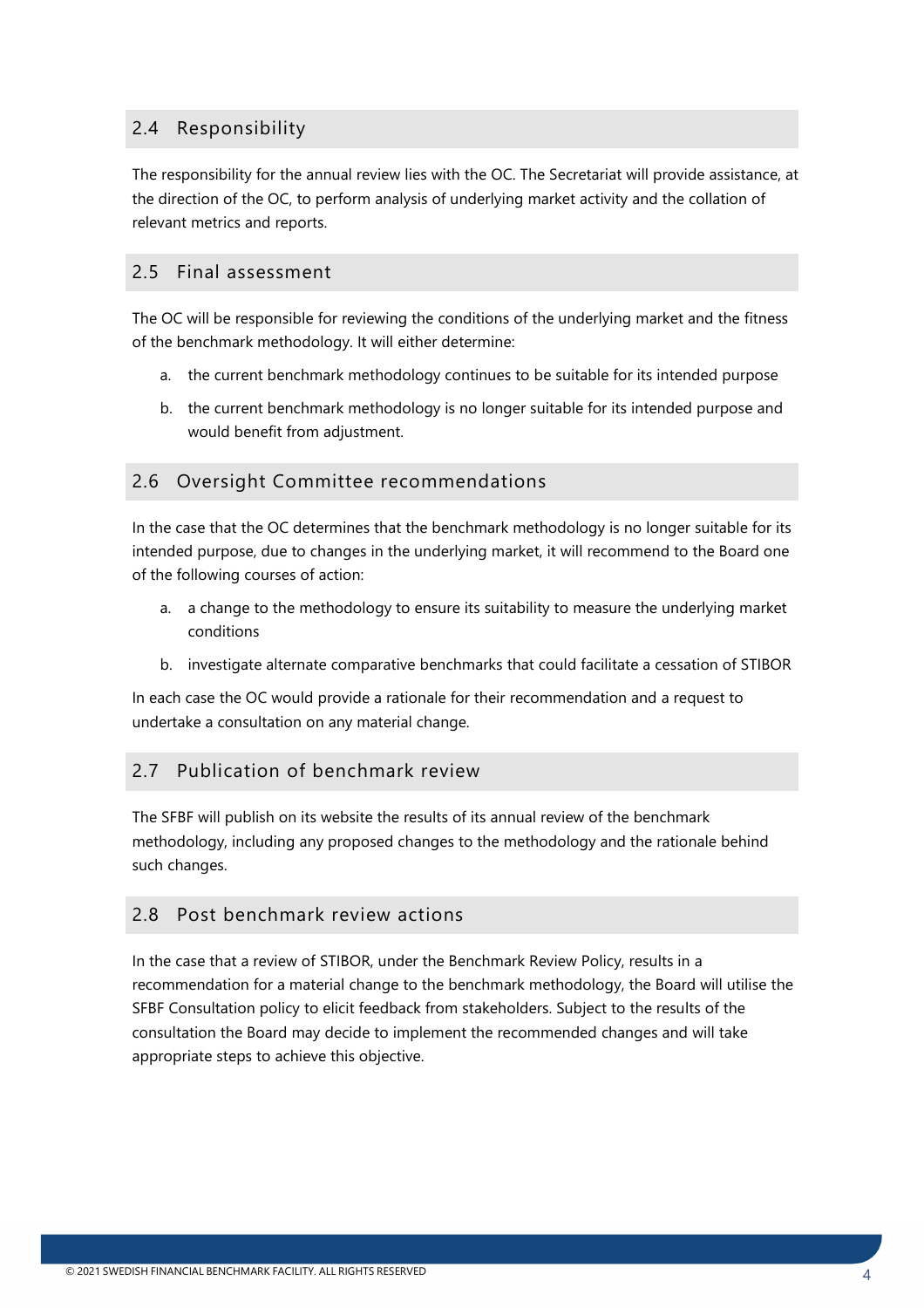## 2.4 Responsibility

The responsibility for the annual review lies with the OC. The Secretariat will provide assistance, at the direction of the OC, to perform analysis of underlying market activity and the collation of relevant metrics and reports.

## 2.5 Final assessment

The OC will be responsible for reviewing the conditions of the underlying market and the fitness of the benchmark methodology. It will either determine:

a. the current benchmark methodology continues to be suitable for its intended purpose

b. the current benchmark methodology is no longer suitable for its intended purpose and would benefit from adjustment.

## 2.6 Oversight Committee recommendations

In the case that the OC determines that the benchmark methodology is no longer suitable for its intended purpose, due to changes in the underlying market, it will recommend to the Board one of the following courses of action:

a. a change to the methodology to ensure its suitability to measure the underlying market conditions

b. investigate alternate comparative benchmarks that could facilitate a cessation of STIBOR

In each case the OC would provide a rationale for their recommendation and a request to undertake a consultation on any material change.

## 2.7 Publication of benchmark review

The SFBF will publish on its website the results of its annual review of the benchmark methodology, including any proposed changes to the methodology and the rationale behind such changes.

## 2.8 Post benchmark review actions

In the case that a review of STIBOR, under the Benchmark Review Policy, results in a recommendation for a material change to the benchmark methodology, the Board will utilise the SFBF Consultation policy to elicit feedback from stakeholders. Subject to the results of the consultation the Board may decide to implement the recommended changes and will take appropriate steps to achieve this objective.